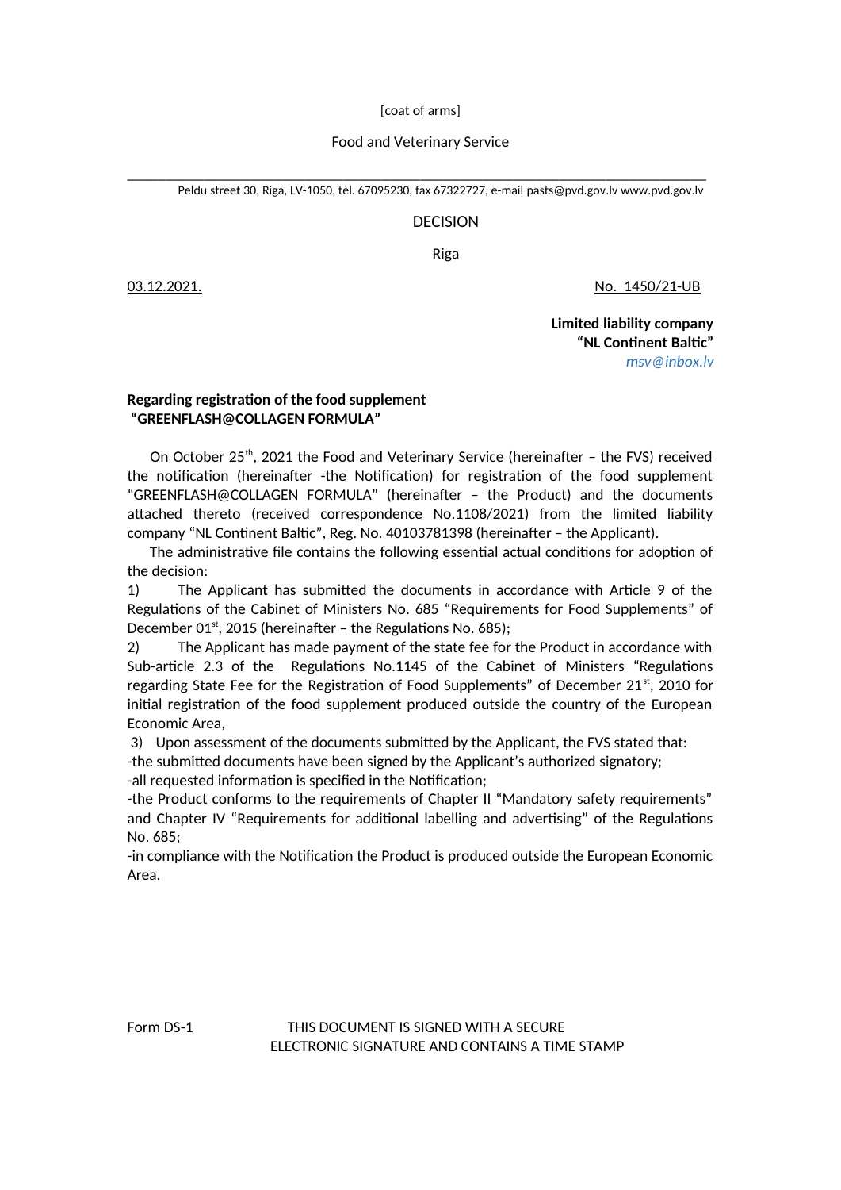[coat of arms]

Food and Veterinary Service

Peldu street 30, Riga, LV-1050, tel. 67095230, fax 67322727, e-mail pasts@pvd.gov.lv www.pvd.gov.lv

DECISION

Riga

03.12.2021. No. 1450/21-UB

**Limited liability company**
**“NL Continent Baltic”**
*msv@inbox.lv*

**Regarding registration of the food supplement**
**“GREENFLASH@COLLAGEN FORMULA”**

On October 25th, 2021 the Food and Veterinary Service (hereinafter – the FVS) received the notification (hereinafter -the Notification) for registration of the food supplement “GREENFLASH@COLLAGEN FORMULA” (hereinafter – the Product) and the documents attached thereto (received correspondence No.1108/2021) from the limited liability company “NL Continent Baltic”, Reg. No. 40103781398 (hereinafter – the Applicant).

The administrative file contains the following essential actual conditions for adoption of the decision:

1) The Applicant has submitted the documents in accordance with Article 9 of the Regulations of the Cabinet of Ministers No. 685 “Requirements for Food Supplements” of December 01st, 2015 (hereinafter – the Regulations No. 685);

2) The Applicant has made payment of the state fee for the Product in accordance with Sub-article 2.3 of the Regulations No.1145 of the Cabinet of Ministers “Regulations regarding State Fee for the Registration of Food Supplements” of December 21st, 2010 for initial registration of the food supplement produced outside the country of the European Economic Area,

3) Upon assessment of the documents submitted by the Applicant, the FVS stated that:

-the submitted documents have been signed by the Applicant’s authorized signatory;

-all requested information is specified in the Notification;

-the Product conforms to the requirements of Chapter II “Mandatory safety requirements” and Chapter IV “Requirements for additional labelling and advertising” of the Regulations No. 685;

-in compliance with the Notification the Product is produced outside the European Economic Area.

Form DS-1 THIS DOCUMENT IS SIGNED WITH A SECURE ELECTRONIC SIGNATURE AND CONTAINS A TIME STAMP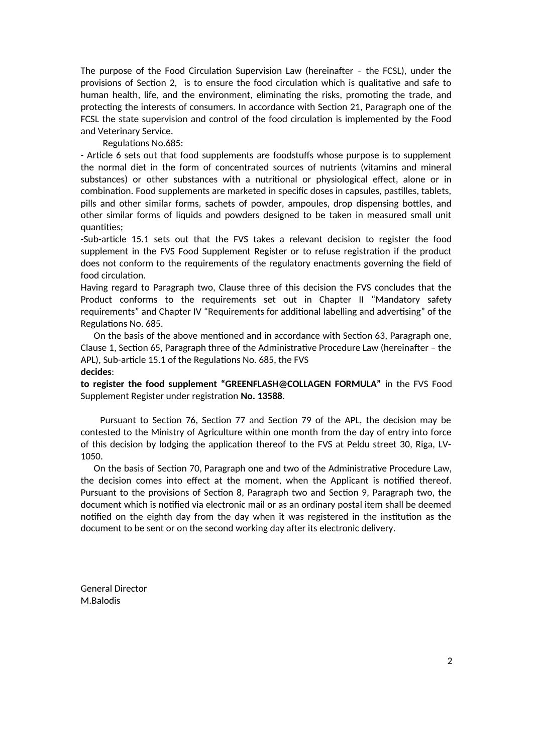The purpose of the Food Circulation Supervision Law (hereinafter – the FCSL), under the provisions of Section 2, is to ensure the food circulation which is qualitative and safe to human health, life, and the environment, eliminating the risks, promoting the trade, and protecting the interests of consumers. In accordance with Section 21, Paragraph one of the FCSL the state supervision and control of the food circulation is implemented by the Food and Veterinary Service.

Regulations No.685:

- Article 6 sets out that food supplements are foodstuffs whose purpose is to supplement the normal diet in the form of concentrated sources of nutrients (vitamins and mineral substances) or other substances with a nutritional or physiological effect, alone or in combination. Food supplements are marketed in specific doses in capsules, pastilles, tablets, pills and other similar forms, sachets of powder, ampoules, drop dispensing bottles, and other similar forms of liquids and powders designed to be taken in measured small unit quantities;
- Sub-article 15.1 sets out that the FVS takes a relevant decision to register the food supplement in the FVS Food Supplement Register or to refuse registration if the product does not conform to the requirements of the regulatory enactments governing the field of food circulation.

Having regard to Paragraph two, Clause three of this decision the FVS concludes that the Product conforms to the requirements set out in Chapter II "Mandatory safety requirements" and Chapter IV "Requirements for additional labelling and advertising" of the Regulations No. 685.

On the basis of the above mentioned and in accordance with Section 63, Paragraph one, Clause 1, Section 65, Paragraph three of the Administrative Procedure Law (hereinafter – the APL), Sub-article 15.1 of the Regulations No. 685, the FVS

**decides**:

**to register the food supplement "GREENFLASH@COLLAGEN FORMULA"** in the FVS Food Supplement Register under registration **No. 13588**.

Pursuant to Section 76, Section 77 and Section 79 of the APL, the decision may be contested to the Ministry of Agriculture within one month from the day of entry into force of this decision by lodging the application thereof to the FVS at Peldu street 30, Riga, LV-1050.

On the basis of Section 70, Paragraph one and two of the Administrative Procedure Law, the decision comes into effect at the moment, when the Applicant is notified thereof. Pursuant to the provisions of Section 8, Paragraph two and Section 9, Paragraph two, the document which is notified via electronic mail or as an ordinary postal item shall be deemed notified on the eighth day from the day when it was registered in the institution as the document to be sent or on the second working day after its electronic delivery.

General Director
M.Balodis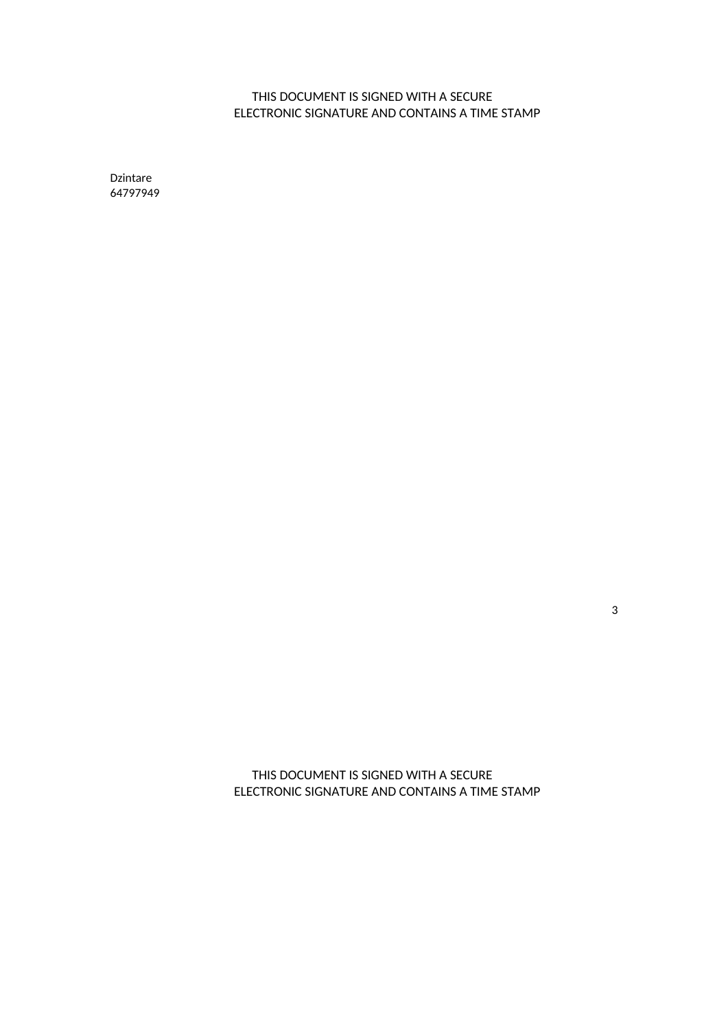Dzintare
64797949